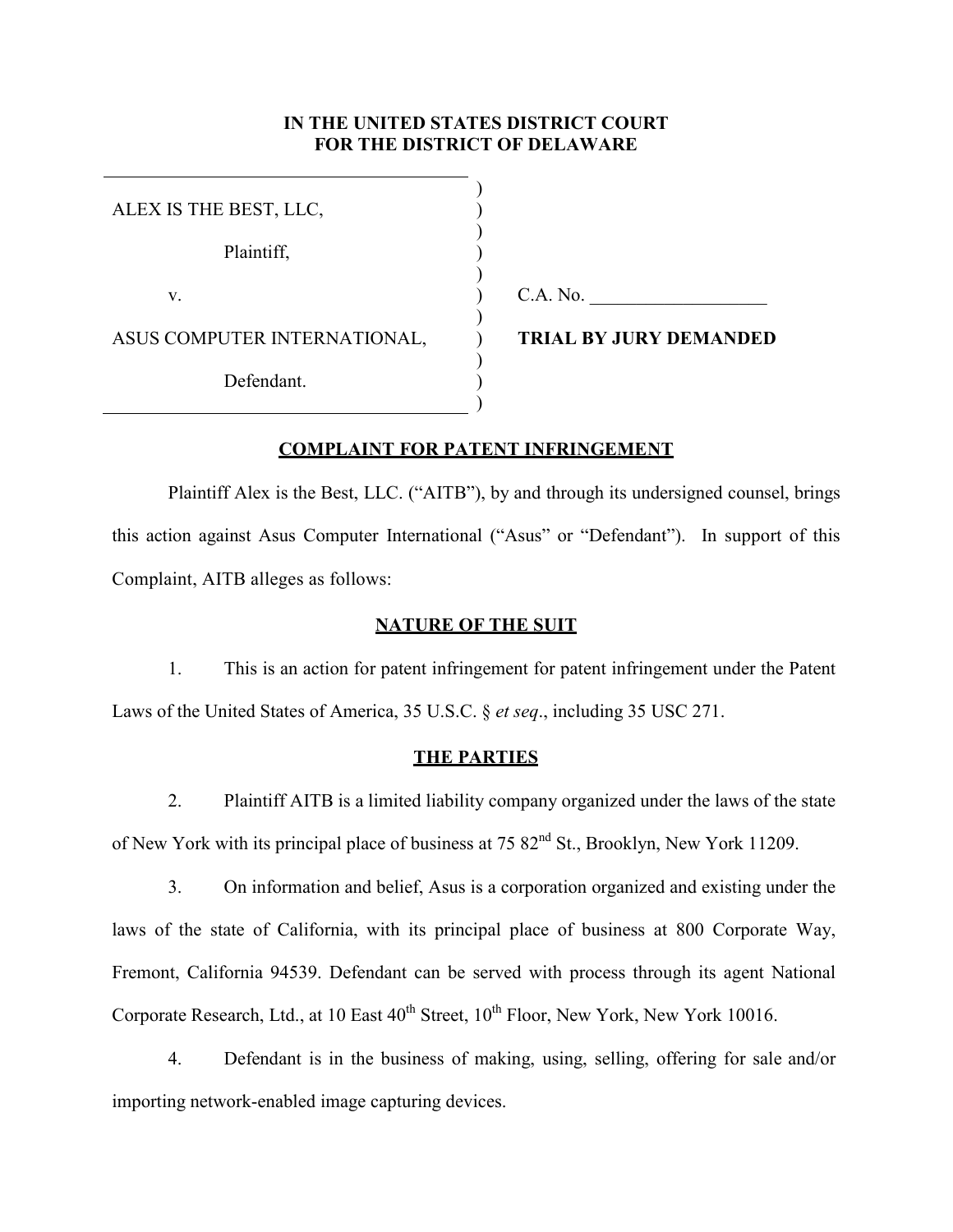**IN THE UNITED STATES DISTRICT COURT**
**FOR THE DISTRICT OF DELAWARE**

| | |
|---|---|
| ALEX IS THE BEST, LLC, | |
| Plaintiff, | |
| v. | C.A. No. ___________________ |
| ASUS COMPUTER INTERNATIONAL, | **TRIAL BY JURY DEMANDED** |
| Defendant. | |

## COMPLAINT FOR PATENT INFRINGEMENT

Plaintiff Alex is the Best, LLC. ("AITB"), by and through its undersigned counsel, brings this action against Asus Computer International ("Asus" or "Defendant"). In support of this Complaint, AITB alleges as follows:

## NATURE OF THE SUIT

1. This is an action for patent infringement for patent infringement under the Patent Laws of the United States of America, 35 U.S.C. § *et seq*., including 35 USC 271.

## THE PARTIES

2. Plaintiff AITB is a limited liability company organized under the laws of the state of New York with its principal place of business at 75 82nd St., Brooklyn, New York 11209.

3. On information and belief, Asus is a corporation organized and existing under the laws of the state of California, with its principal place of business at 800 Corporate Way, Fremont, California 94539. Defendant can be served with process through its agent National Corporate Research, Ltd., at 10 East 40th Street, 10th Floor, New York, New York 10016.

4. Defendant is in the business of making, using, selling, offering for sale and/or importing network-enabled image capturing devices.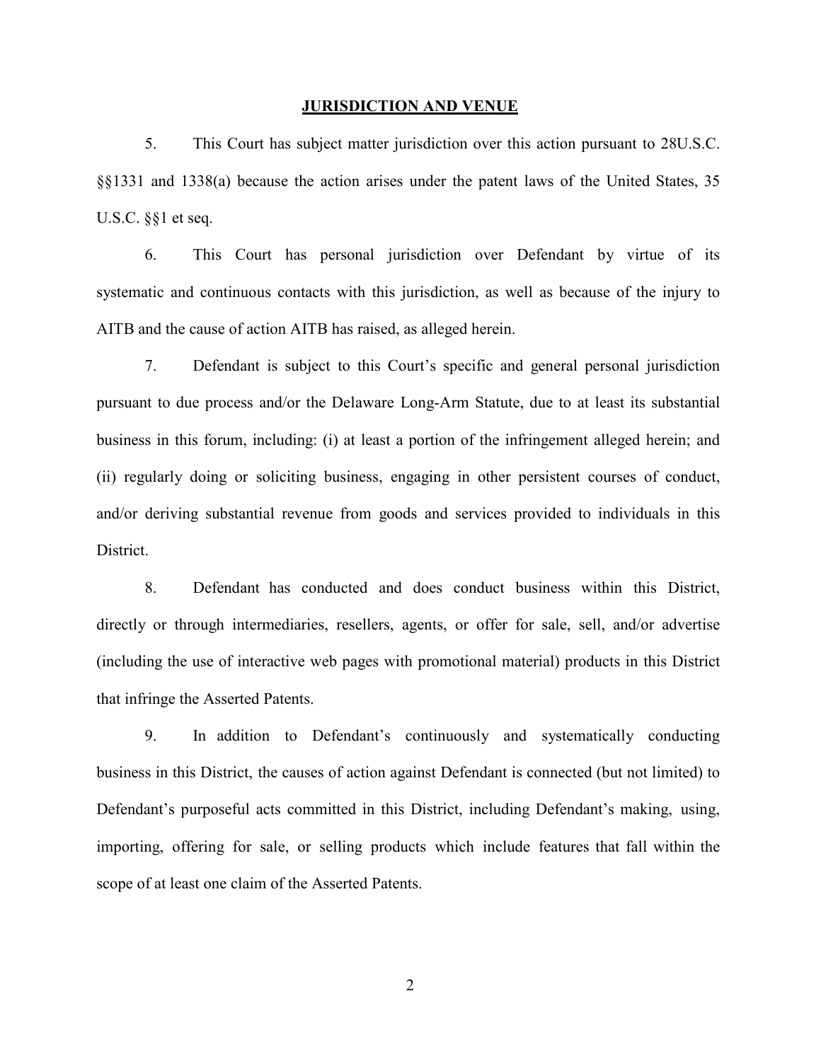**JURISDICTION AND VENUE**

5. This Court has subject matter jurisdiction over this action pursuant to 28U.S.C. §§1331 and 1338(a) because the action arises under the patent laws of the United States, 35 U.S.C. §§1 et seq.

6. This Court has personal jurisdiction over Defendant by virtue of its systematic and continuous contacts with this jurisdiction, as well as because of the injury to AITB and the cause of action AITB has raised, as alleged herein.

7. Defendant is subject to this Court's specific and general personal jurisdiction pursuant to due process and/or the Delaware Long-Arm Statute, due to at least its substantial business in this forum, including: (i) at least a portion of the infringement alleged herein; and (ii) regularly doing or soliciting business, engaging in other persistent courses of conduct, and/or deriving substantial revenue from goods and services provided to individuals in this District.

8. Defendant has conducted and does conduct business within this District, directly or through intermediaries, resellers, agents, or offer for sale, sell, and/or advertise (including the use of interactive web pages with promotional material) products in this District that infringe the Asserted Patents.

9. In addition to Defendant's continuously and systematically conducting business in this District, the causes of action against Defendant is connected (but not limited) to Defendant's purposeful acts committed in this District, including Defendant's making, using, importing, offering for sale, or selling products which include features that fall within the scope of at least one claim of the Asserted Patents.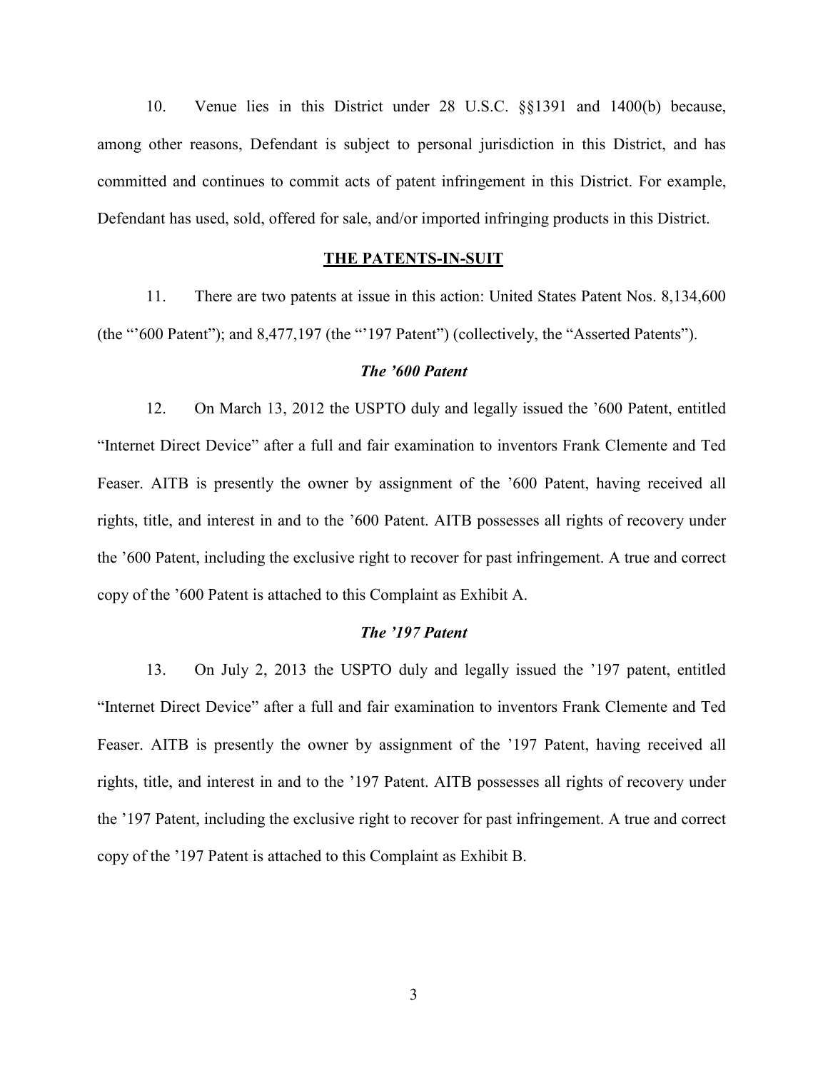10. Venue lies in this District under 28 U.S.C. §§1391 and 1400(b) because, among other reasons, Defendant is subject to personal jurisdiction in this District, and has committed and continues to commit acts of patent infringement in this District. For example, Defendant has used, sold, offered for sale, and/or imported infringing products in this District.

## **THE PATENTS-IN-SUIT**

11. There are two patents at issue in this action: United States Patent Nos. 8,134,600 (the "'600 Patent"); and 8,477,197 (the "'197 Patent") (collectively, the "Asserted Patents").

### ***The '600 Patent***

12. On March 13, 2012 the USPTO duly and legally issued the '600 Patent, entitled "Internet Direct Device" after a full and fair examination to inventors Frank Clemente and Ted Feaser. AITB is presently the owner by assignment of the '600 Patent, having received all rights, title, and interest in and to the '600 Patent. AITB possesses all rights of recovery under the '600 Patent, including the exclusive right to recover for past infringement. A true and correct copy of the '600 Patent is attached to this Complaint as Exhibit A.

### ***The '197 Patent***

13. On July 2, 2013 the USPTO duly and legally issued the '197 patent, entitled "Internet Direct Device" after a full and fair examination to inventors Frank Clemente and Ted Feaser. AITB is presently the owner by assignment of the '197 Patent, having received all rights, title, and interest in and to the '197 Patent. AITB possesses all rights of recovery under the '197 Patent, including the exclusive right to recover for past infringement. A true and correct copy of the '197 Patent is attached to this Complaint as Exhibit B.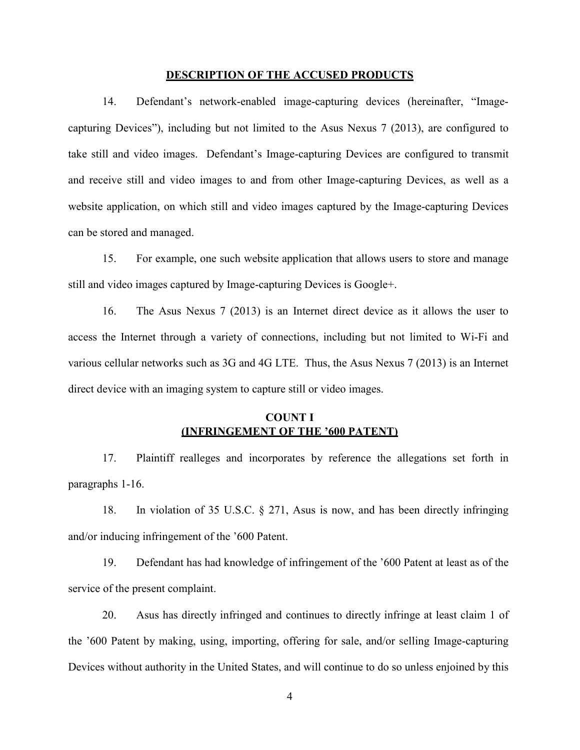## DESCRIPTION OF THE ACCUSED PRODUCTS

14. Defendant's network-enabled image-capturing devices (hereinafter, "Image-capturing Devices"), including but not limited to the Asus Nexus 7 (2013), are configured to take still and video images. Defendant's Image-capturing Devices are configured to transmit and receive still and video images to and from other Image-capturing Devices, as well as a website application, on which still and video images captured by the Image-capturing Devices can be stored and managed.

15. For example, one such website application that allows users to store and manage still and video images captured by Image-capturing Devices is Google+.

16. The Asus Nexus 7 (2013) is an Internet direct device as it allows the user to access the Internet through a variety of connections, including but not limited to Wi-Fi and various cellular networks such as 3G and 4G LTE. Thus, the Asus Nexus 7 (2013) is an Internet direct device with an imaging system to capture still or video images.

## COUNT I
## (INFRINGEMENT OF THE '600 PATENT)

17. Plaintiff realleges and incorporates by reference the allegations set forth in paragraphs 1-16.

18. In violation of 35 U.S.C. § 271, Asus is now, and has been directly infringing and/or inducing infringement of the '600 Patent.

19. Defendant has had knowledge of infringement of the '600 Patent at least as of the service of the present complaint.

20. Asus has directly infringed and continues to directly infringe at least claim 1 of the '600 Patent by making, using, importing, offering for sale, and/or selling Image-capturing Devices without authority in the United States, and will continue to do so unless enjoined by this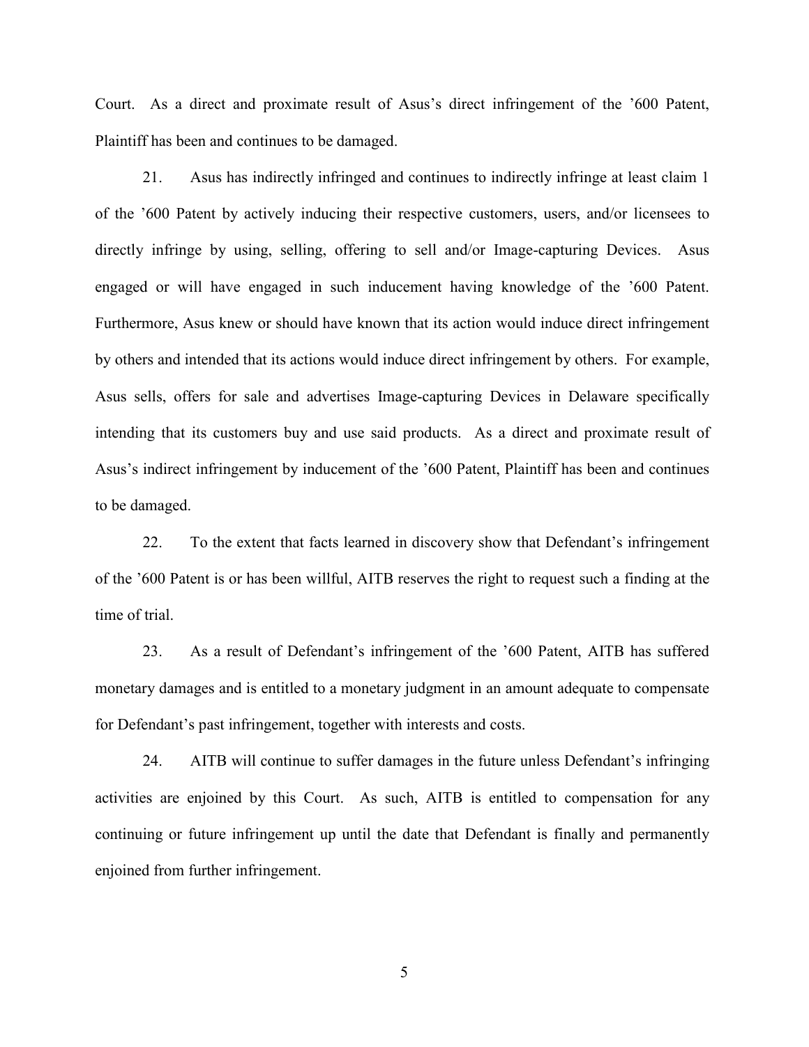Court. As a direct and proximate result of Asus's direct infringement of the '600 Patent, Plaintiff has been and continues to be damaged.

21. Asus has indirectly infringed and continues to indirectly infringe at least claim 1 of the '600 Patent by actively inducing their respective customers, users, and/or licensees to directly infringe by using, selling, offering to sell and/or Image-capturing Devices. Asus engaged or will have engaged in such inducement having knowledge of the '600 Patent. Furthermore, Asus knew or should have known that its action would induce direct infringement by others and intended that its actions would induce direct infringement by others. For example, Asus sells, offers for sale and advertises Image-capturing Devices in Delaware specifically intending that its customers buy and use said products. As a direct and proximate result of Asus's indirect infringement by inducement of the '600 Patent, Plaintiff has been and continues to be damaged.

22. To the extent that facts learned in discovery show that Defendant's infringement of the '600 Patent is or has been willful, AITB reserves the right to request such a finding at the time of trial.

23. As a result of Defendant's infringement of the '600 Patent, AITB has suffered monetary damages and is entitled to a monetary judgment in an amount adequate to compensate for Defendant's past infringement, together with interests and costs.

24. AITB will continue to suffer damages in the future unless Defendant's infringing activities are enjoined by this Court. As such, AITB is entitled to compensation for any continuing or future infringement up until the date that Defendant is finally and permanently enjoined from further infringement.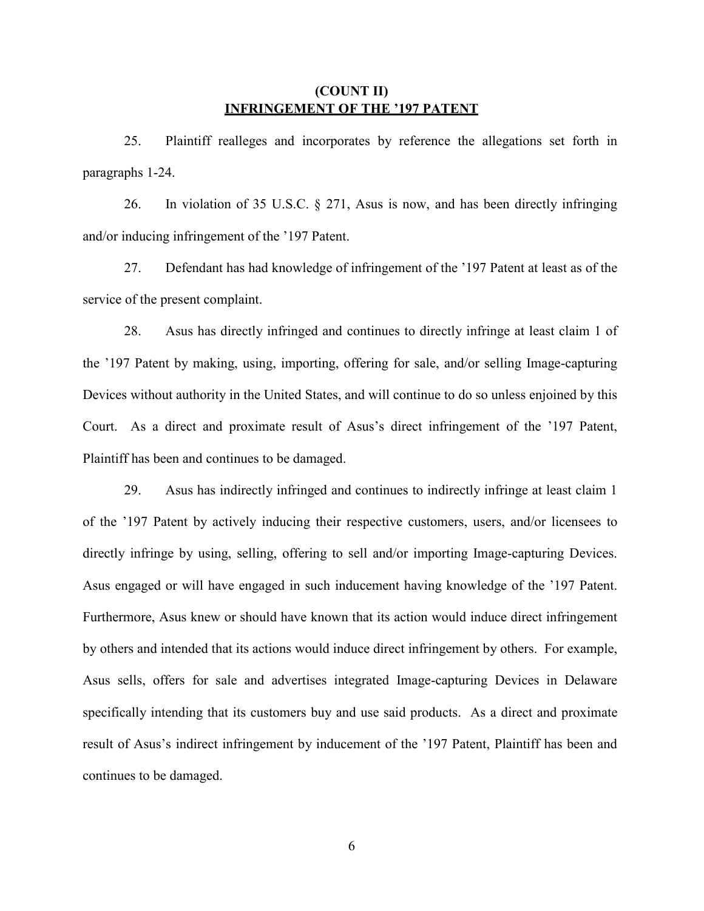**(COUNT II)**
**INFRINGEMENT OF THE ’197 PATENT**

25. Plaintiff realleges and incorporates by reference the allegations set forth in paragraphs 1-24.

26. In violation of 35 U.S.C. § 271, Asus is now, and has been directly infringing and/or inducing infringement of the ’197 Patent.

27. Defendant has had knowledge of infringement of the ’197 Patent at least as of the service of the present complaint.

28. Asus has directly infringed and continues to directly infringe at least claim 1 of the ’197 Patent by making, using, importing, offering for sale, and/or selling Image-capturing Devices without authority in the United States, and will continue to do so unless enjoined by this Court. As a direct and proximate result of Asus’s direct infringement of the ’197 Patent, Plaintiff has been and continues to be damaged.

29. Asus has indirectly infringed and continues to indirectly infringe at least claim 1 of the ’197 Patent by actively inducing their respective customers, users, and/or licensees to directly infringe by using, selling, offering to sell and/or importing Image-capturing Devices. Asus engaged or will have engaged in such inducement having knowledge of the ’197 Patent. Furthermore, Asus knew or should have known that its action would induce direct infringement by others and intended that its actions would induce direct infringement by others. For example, Asus sells, offers for sale and advertises integrated Image-capturing Devices in Delaware specifically intending that its customers buy and use said products. As a direct and proximate result of Asus’s indirect infringement by inducement of the ’197 Patent, Plaintiff has been and continues to be damaged.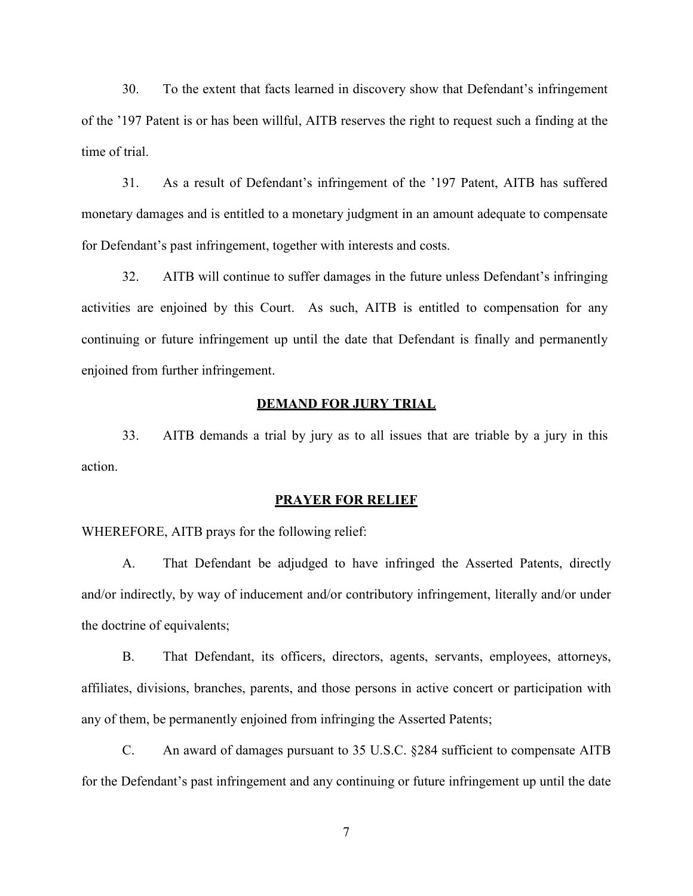30. To the extent that facts learned in discovery show that Defendant's infringement of the '197 Patent is or has been willful, AITB reserves the right to request such a finding at the time of trial.

31. As a result of Defendant's infringement of the '197 Patent, AITB has suffered monetary damages and is entitled to a monetary judgment in an amount adequate to compensate for Defendant's past infringement, together with interests and costs.

32. AITB will continue to suffer damages in the future unless Defendant's infringing activities are enjoined by this Court. As such, AITB is entitled to compensation for any continuing or future infringement up until the date that Defendant is finally and permanently enjoined from further infringement.

## DEMAND FOR JURY TRIAL

33. AITB demands a trial by jury as to all issues that are triable by a jury in this action.

## PRAYER FOR RELIEF

WHEREFORE, AITB prays for the following relief:

A. That Defendant be adjudged to have infringed the Asserted Patents, directly and/or indirectly, by way of inducement and/or contributory infringement, literally and/or under the doctrine of equivalents;

B. That Defendant, its officers, directors, agents, servants, employees, attorneys, affiliates, divisions, branches, parents, and those persons in active concert or participation with any of them, be permanently enjoined from infringing the Asserted Patents;

C. An award of damages pursuant to 35 U.S.C. §284 sufficient to compensate AITB for the Defendant's past infringement and any continuing or future infringement up until the date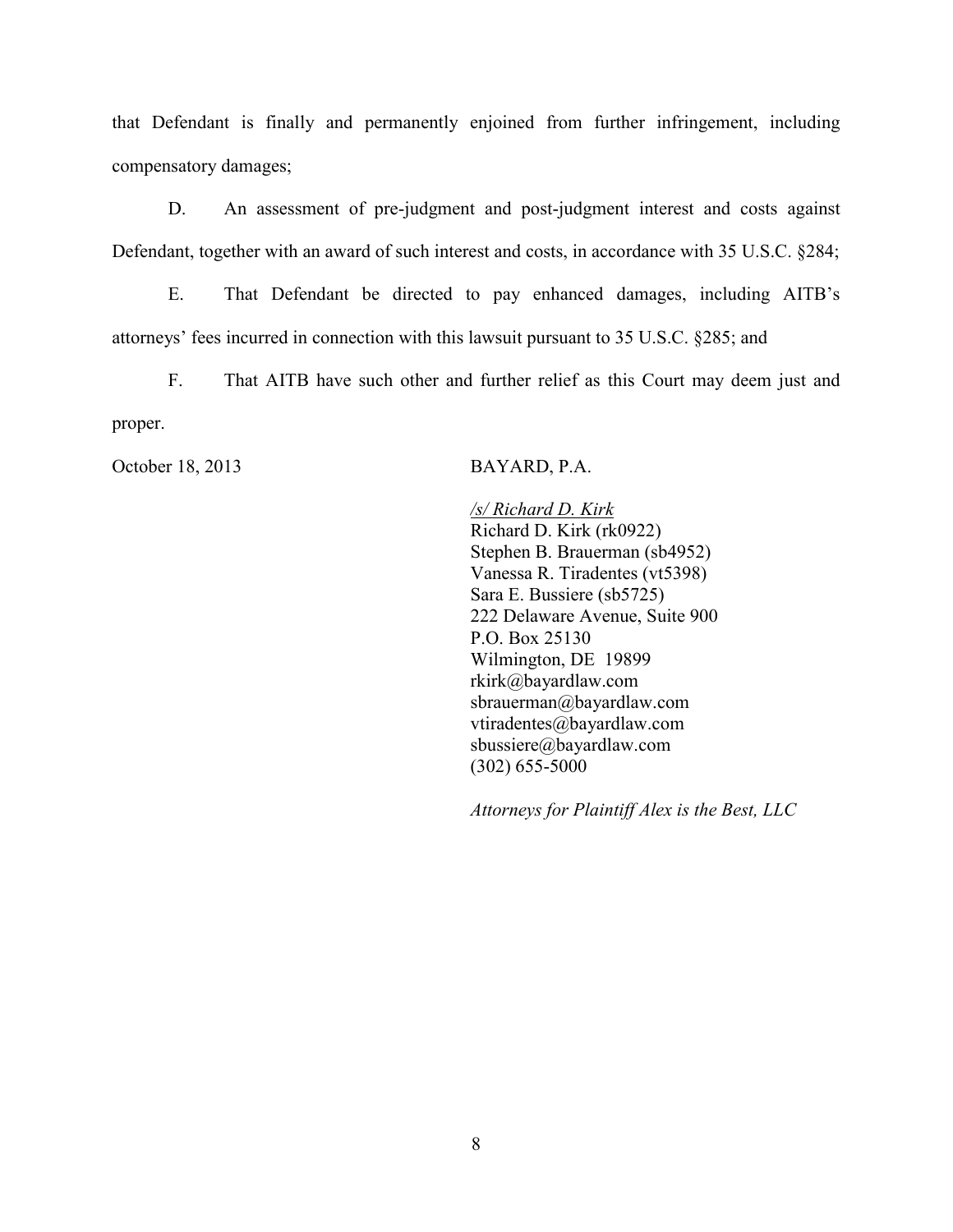that Defendant is finally and permanently enjoined from further infringement, including compensatory damages;

D. An assessment of pre-judgment and post-judgment interest and costs against Defendant, together with an award of such interest and costs, in accordance with 35 U.S.C. §284;

E. That Defendant be directed to pay enhanced damages, including AITB's attorneys' fees incurred in connection with this lawsuit pursuant to 35 U.S.C. §285; and

F. That AITB have such other and further relief as this Court may deem just and proper.

October 18, 2013

BAYARD, P.A.

*/s/ Richard D. Kirk*
Richard D. Kirk (rk0922)
Stephen B. Brauerman (sb4952)
Vanessa R. Tiradentes (vt5398)
Sara E. Bussiere (sb5725)
222 Delaware Avenue, Suite 900
P.O. Box 25130
Wilmington, DE 19899
rkirk@bayardlaw.com
sbrauerman@bayardlaw.com
vtiradentes@bayardlaw.com
sbussiere@bayardlaw.com
(302) 655-5000

*Attorneys for Plaintiff Alex is the Best, LLC*